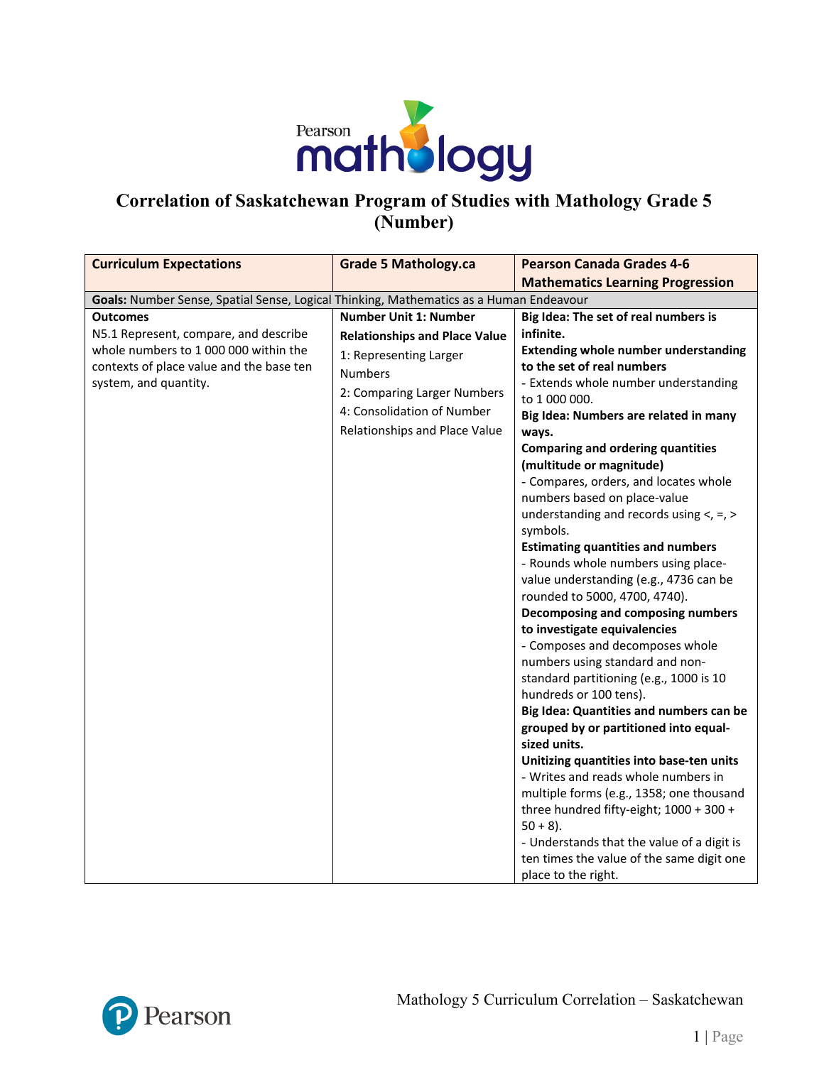# Correlation of Saskatchewan Program of Studies with Mathology Grade 5 (Number)

| Curriculum Expectations | Grade 5 Mathology.ca | Pearson Canada Grades 4-6 Mathematics Learning Progression |
|---|---|---|
| **Goals:** Number Sense, Spatial Sense, Logical Thinking, Mathematics as a Human Endeavour | | |
| **Outcomes**<br>N5.1 Represent, compare, and describe whole numbers to 1 000 000 within the contexts of place value and the base ten system, and quantity. | **Number Unit 1: Number Relationships and Place Value**<br>1: Representing Larger Numbers<br>2: Comparing Larger Numbers<br>4: Consolidation of Number Relationships and Place Value | **Big Idea: The set of real numbers is infinite.**<br>**Extending whole number understanding to the set of real numbers**<br>- Extends whole number understanding to 1 000 000.<br>**Big Idea: Numbers are related in many ways.**<br>**Comparing and ordering quantities (multitude or magnitude)**<br>- Compares, orders, and locates whole numbers based on place-value understanding and records using <, =, > symbols.<br>**Estimating quantities and numbers**<br>- Rounds whole numbers using place-value understanding (e.g., 4736 can be rounded to 5000, 4700, 4740).<br>**Decomposing and composing numbers to investigate equivalencies**<br>- Composes and decomposes whole numbers using standard and non-standard partitioning (e.g., 1000 is 10 hundreds or 100 tens).<br>**Big Idea: Quantities and numbers can be grouped by or partitioned into equal-sized units.**<br>**Unitizing quantities into base-ten units**<br>- Writes and reads whole numbers in multiple forms (e.g., 1358; one thousand three hundred fifty-eight; 1000 + 300 + 50 + 8).<br>- Understands that the value of a digit is ten times the value of the same digit one place to the right. |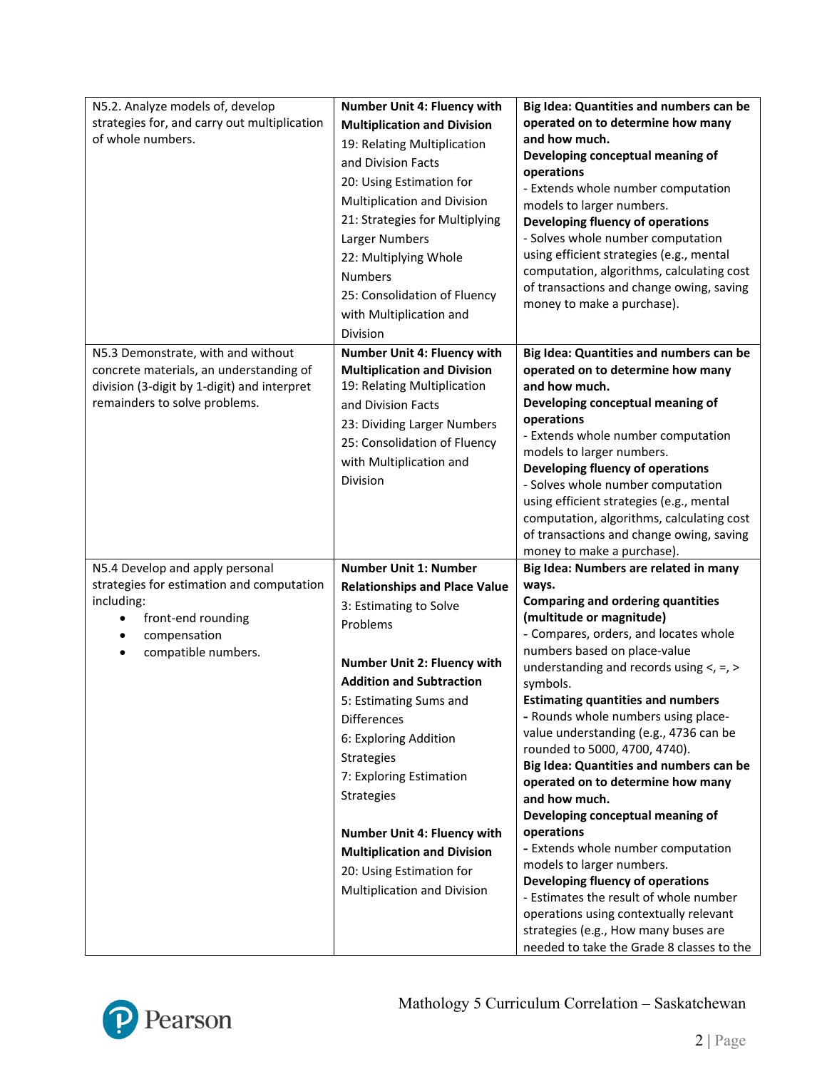| | | |
|---|---|---|
| N5.2. Analyze models of, develop strategies for, and carry out multiplication of whole numbers. | **Number Unit 4: Fluency with Multiplication and Division**<br>19: Relating Multiplication and Division Facts<br>20: Using Estimation for Multiplication and Division<br>21: Strategies for Multiplying Larger Numbers<br>22: Multiplying Whole Numbers<br>25: Consolidation of Fluency with Multiplication and Division | **Big Idea: Quantities and numbers can be operated on to determine how many and how much.**<br>**Developing conceptual meaning of operations**<br>- Extends whole number computation models to larger numbers.<br>**Developing fluency of operations**<br>- Solves whole number computation using efficient strategies (e.g., mental computation, algorithms, calculating cost of transactions and change owing, saving money to make a purchase). |
| N5.3 Demonstrate, with and without concrete materials, an understanding of division (3-digit by 1-digit) and interpret remainders to solve problems. | **Number Unit 4: Fluency with Multiplication and Division**<br>19: Relating Multiplication and Division Facts<br>23: Dividing Larger Numbers<br>25: Consolidation of Fluency with Multiplication and Division | **Big Idea: Quantities and numbers can be operated on to determine how many and how much.**<br>**Developing conceptual meaning of operations**<br>- Extends whole number computation models to larger numbers.<br>**Developing fluency of operations**<br>- Solves whole number computation using efficient strategies (e.g., mental computation, algorithms, calculating cost of transactions and change owing, saving money to make a purchase). |
| N5.4 Develop and apply personal strategies for estimation and computation including:<br>• front-end rounding<br>• compensation<br>• compatible numbers. | **Number Unit 1: Number Relationships and Place Value**<br>3: Estimating to Solve Problems<br><br>**Number Unit 2: Fluency with Addition and Subtraction**<br>5: Estimating Sums and Differences<br>6: Exploring Addition Strategies<br>7: Exploring Estimation Strategies<br><br>**Number Unit 4: Fluency with Multiplication and Division**<br>20: Using Estimation for Multiplication and Division | **Big Idea: Numbers are related in many ways.**<br>**Comparing and ordering quantities (multitude or magnitude)**<br>- Compares, orders, and locates whole numbers based on place-value understanding and records using <, =, > symbols.<br>**Estimating quantities and numbers**<br>**-** Rounds whole numbers using place-value understanding (e.g., 4736 can be rounded to 5000, 4700, 4740).<br>**Big Idea: Quantities and numbers can be operated on to determine how many and how much.**<br>**Developing conceptual meaning of operations**<br>**-** Extends whole number computation models to larger numbers.<br>**Developing fluency of operations**<br>- Estimates the result of whole number operations using contextually relevant strategies (e.g., How many buses are needed to take the Grade 8 classes to the |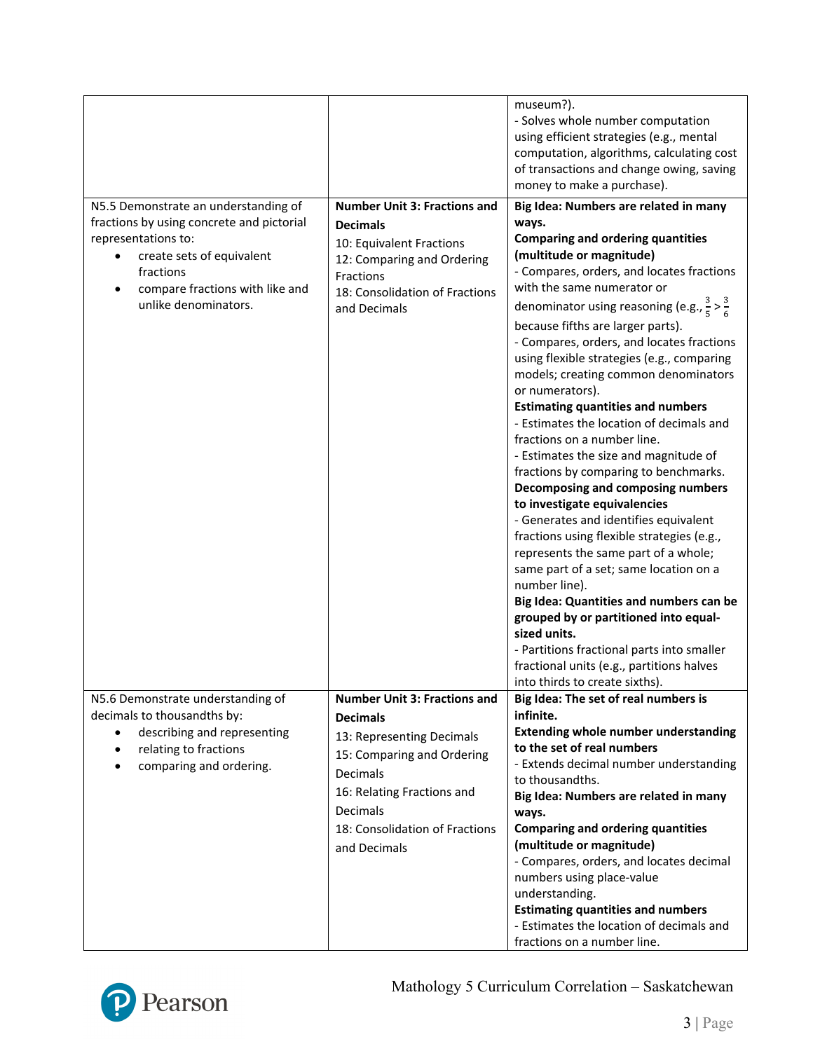| | | |
|---|---|---|
| | | museum?).<br>- Solves whole number computation using efficient strategies (e.g., mental computation, algorithms, calculating cost of transactions and change owing, saving money to make a purchase). |
| N5.5 Demonstrate an understanding of fractions by using concrete and pictorial representations to:<br>• create sets of equivalent fractions<br>• compare fractions with like and unlike denominators. | **Number Unit 3: Fractions and Decimals**<br>10: Equivalent Fractions<br>12: Comparing and Ordering Fractions<br>18: Consolidation of Fractions and Decimals | **Big Idea: Numbers are related in many ways.**<br>**Comparing and ordering quantities (multitude or magnitude)**<br>- Compares, orders, and locates fractions with the same numerator or denominator using reasoning (e.g., $\frac{3}{5} > \frac{3}{6}$ because fifths are larger parts).<br>- Compares, orders, and locates fractions using flexible strategies (e.g., comparing models; creating common denominators or numerators).<br>**Estimating quantities and numbers**<br>- Estimates the location of decimals and fractions on a number line.<br>- Estimates the size and magnitude of fractions by comparing to benchmarks.<br>**Decomposing and composing numbers to investigate equivalencies**<br>- Generates and identifies equivalent fractions using flexible strategies (e.g., represents the same part of a whole; same part of a set; same location on a number line).<br>**Big Idea: Quantities and numbers can be grouped by or partitioned into equal-sized units.**<br>- Partitions fractional parts into smaller fractional units (e.g., partitions halves into thirds to create sixths). |
| N5.6 Demonstrate understanding of decimals to thousandths by:<br>• describing and representing<br>• relating to fractions<br>• comparing and ordering. | **Number Unit 3: Fractions and Decimals**<br>13: Representing Decimals<br>15: Comparing and Ordering Decimals<br>16: Relating Fractions and Decimals<br>18: Consolidation of Fractions and Decimals | **Big Idea: The set of real numbers is infinite.**<br>**Extending whole number understanding to the set of real numbers**<br>- Extends decimal number understanding to thousandths.<br>**Big Idea: Numbers are related in many ways.**<br>**Comparing and ordering quantities (multitude or magnitude)**<br>- Compares, orders, and locates decimal numbers using place-value understanding.<br>**Estimating quantities and numbers**<br>- Estimates the location of decimals and fractions on a number line. |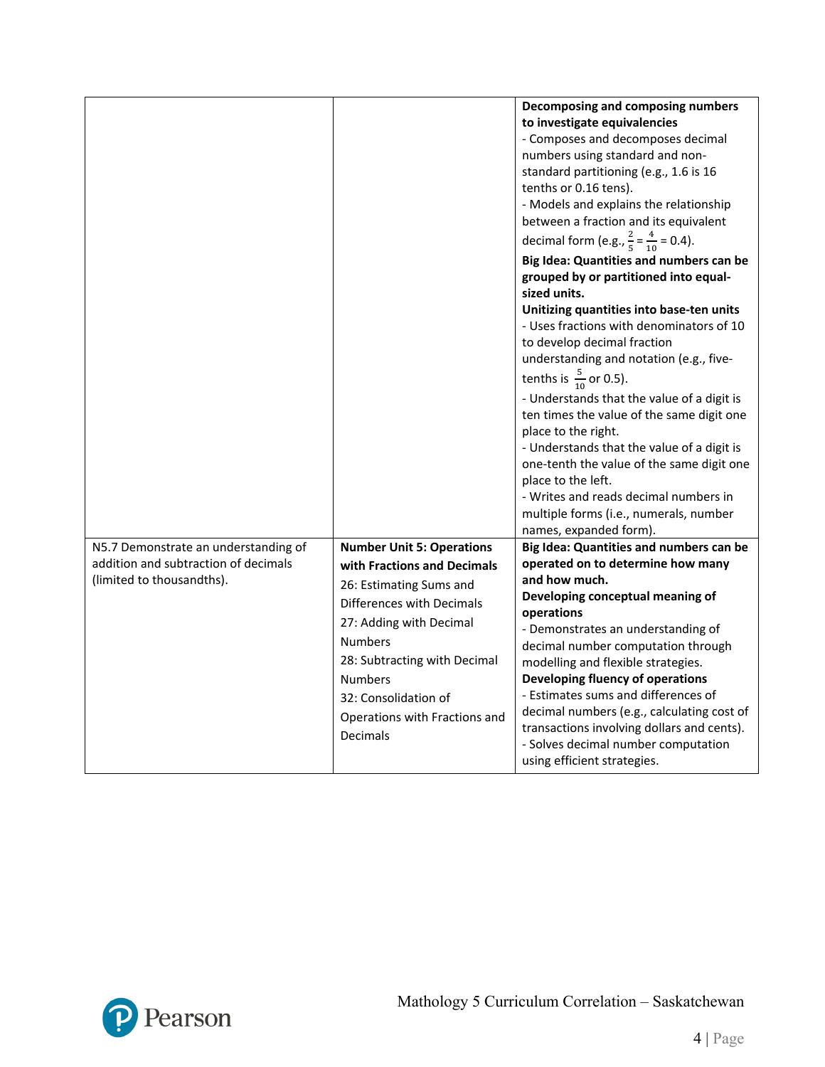| | | |
|---|---|---|
| | | **Decomposing and composing numbers to investigate equivalencies**<br>- Composes and decomposes decimal numbers using standard and non-standard partitioning (e.g., 1.6 is 16 tenths or 0.16 tens).<br>- Models and explains the relationship between a fraction and its equivalent decimal form (e.g., $\frac{2}{5} = \frac{4}{10} = 0.4$).<br>**Big Idea: Quantities and numbers can be grouped by or partitioned into equal-sized units.**<br>**Unitizing quantities into base-ten units**<br>- Uses fractions with denominators of 10 to develop decimal fraction understanding and notation (e.g., five-tenths is $\frac{5}{10}$ or 0.5).<br>- Understands that the value of a digit is ten times the value of the same digit one place to the right.<br>- Understands that the value of a digit is one-tenth the value of the same digit one place to the left.<br>- Writes and reads decimal numbers in multiple forms (i.e., numerals, number names, expanded form). |
| N5.7 Demonstrate an understanding of addition and subtraction of decimals (limited to thousandths). | **Number Unit 5: Operations with Fractions and Decimals**<br>26: Estimating Sums and Differences with Decimals<br>27: Adding with Decimal Numbers<br>28: Subtracting with Decimal Numbers<br>32: Consolidation of Operations with Fractions and Decimals | **Big Idea: Quantities and numbers can be operated on to determine how many and how much.**<br>**Developing conceptual meaning of operations**<br>- Demonstrates an understanding of decimal number computation through modelling and flexible strategies.<br>**Developing fluency of operations**<br>- Estimates sums and differences of decimal numbers (e.g., calculating cost of transactions involving dollars and cents).<br>- Solves decimal number computation using efficient strategies. |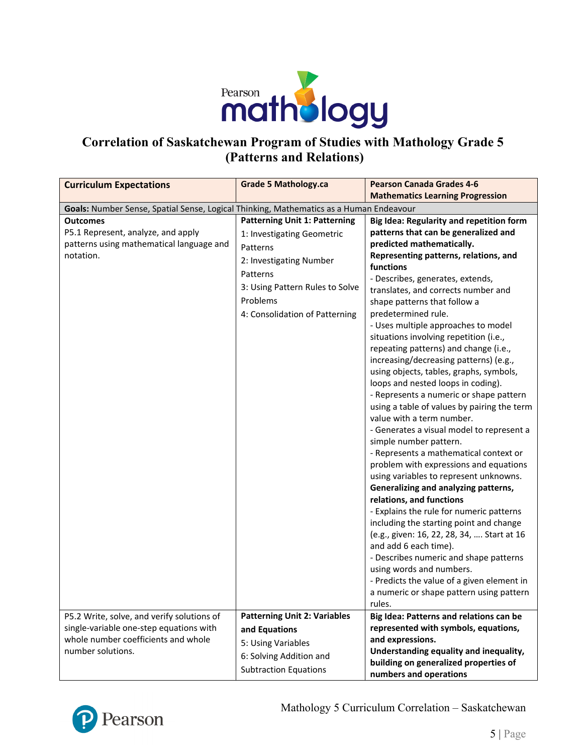# Correlation of Saskatchewan Program of Studies with Mathology Grade 5 (Patterns and Relations)

| Curriculum Expectations | Grade 5 Mathology.ca | Pearson Canada Grades 4-6 Mathematics Learning Progression |
|---|---|---|
| **Goals:** Number Sense, Spatial Sense, Logical Thinking, Mathematics as a Human Endeavour | | |
| **Outcomes**<br>P5.1 Represent, analyze, and apply patterns using mathematical language and notation. | **Patterning Unit 1: Patterning**<br>1: Investigating Geometric Patterns<br>2: Investigating Number Patterns<br>3: Using Pattern Rules to Solve Problems<br>4: Consolidation of Patterning | **Big Idea: Regularity and repetition form patterns that can be generalized and predicted mathematically.**<br>**Representing patterns, relations, and functions**<br>- Describes, generates, extends, translates, and corrects number and shape patterns that follow a predetermined rule.<br>- Uses multiple approaches to model situations involving repetition (i.e., repeating patterns) and change (i.e., increasing/decreasing patterns) (e.g., using objects, tables, graphs, symbols, loops and nested loops in coding).<br>- Represents a numeric or shape pattern using a table of values by pairing the term value with a term number.<br>- Generates a visual model to represent a simple number pattern.<br>- Represents a mathematical context or problem with expressions and equations using variables to represent unknowns.<br>**Generalizing and analyzing patterns, relations, and functions**<br>- Explains the rule for numeric patterns including the starting point and change (e.g., given: 16, 22, 28, 34, …. Start at 16 and add 6 each time).<br>- Describes numeric and shape patterns using words and numbers.<br>- Predicts the value of a given element in a numeric or shape pattern using pattern rules. |
| P5.2 Write, solve, and verify solutions of single-variable one-step equations with whole number coefficients and whole number solutions. | **Patterning Unit 2: Variables and Equations**<br>5: Using Variables<br>6: Solving Addition and Subtraction Equations | **Big Idea: Patterns and relations can be represented with symbols, equations, and expressions.**<br>**Understanding equality and inequality, building on generalized properties of numbers and operations** |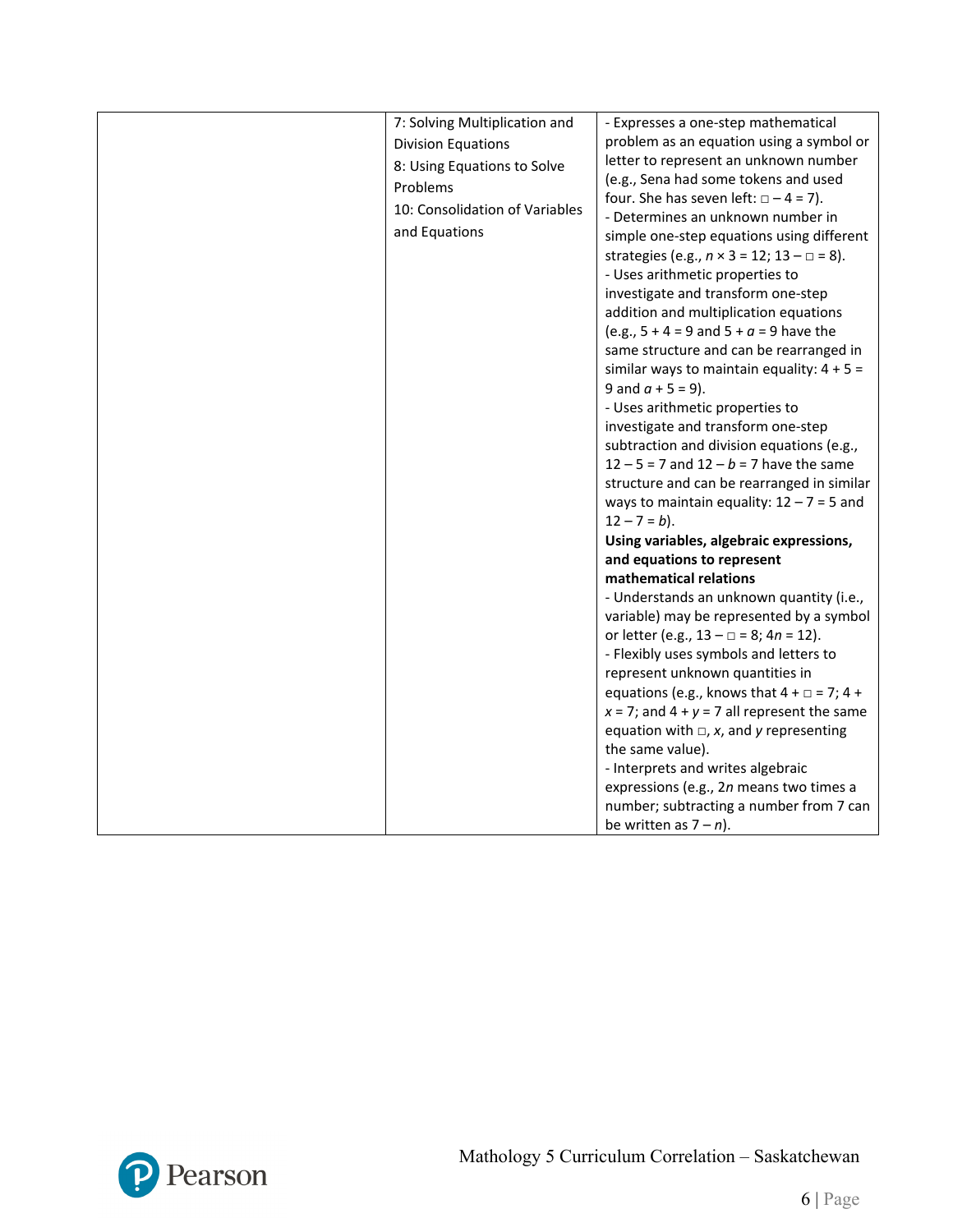| | | |
|---|---|---|
| | 7: Solving Multiplication and Division Equations<br>8: Using Equations to Solve Problems<br>10: Consolidation of Variables and Equations | - Expresses a one-step mathematical problem as an equation using a symbol or letter to represent an unknown number (e.g., Sena had some tokens and used four. She has seven left: $\square - 4 = 7$).<br>- Determines an unknown number in simple one-step equations using different strategies (e.g., $n \times 3 = 12$; $13 - \square = 8$).<br>- Uses arithmetic properties to investigate and transform one-step addition and multiplication equations (e.g., $5 + 4 = 9$ and $5 + a = 9$ have the same structure and can be rearranged in similar ways to maintain equality: $4 + 5 = 9$ and $a + 5 = 9$).<br>- Uses arithmetic properties to investigate and transform one-step subtraction and division equations (e.g., $12 - 5 = 7$ and $12 - b = 7$ have the same structure and can be rearranged in similar ways to maintain equality: $12 - 7 = 5$ and $12 - 7 = b$).<br>**Using variables, algebraic expressions, and equations to represent mathematical relations**<br>- Understands an unknown quantity (i.e., variable) may be represented by a symbol or letter (e.g., $13 - \square = 8$; $4n = 12$).<br>- Flexibly uses symbols and letters to represent unknown quantities in equations (e.g., knows that $4 + \square = 7$; $4 + x = 7$; and $4 + y = 7$ all represent the same equation with $\square$, $x$, and $y$ representing the same value).<br>- Interprets and writes algebraic expressions (e.g., $2n$ means two times a number; subtracting a number from 7 can be written as $7 - n$). |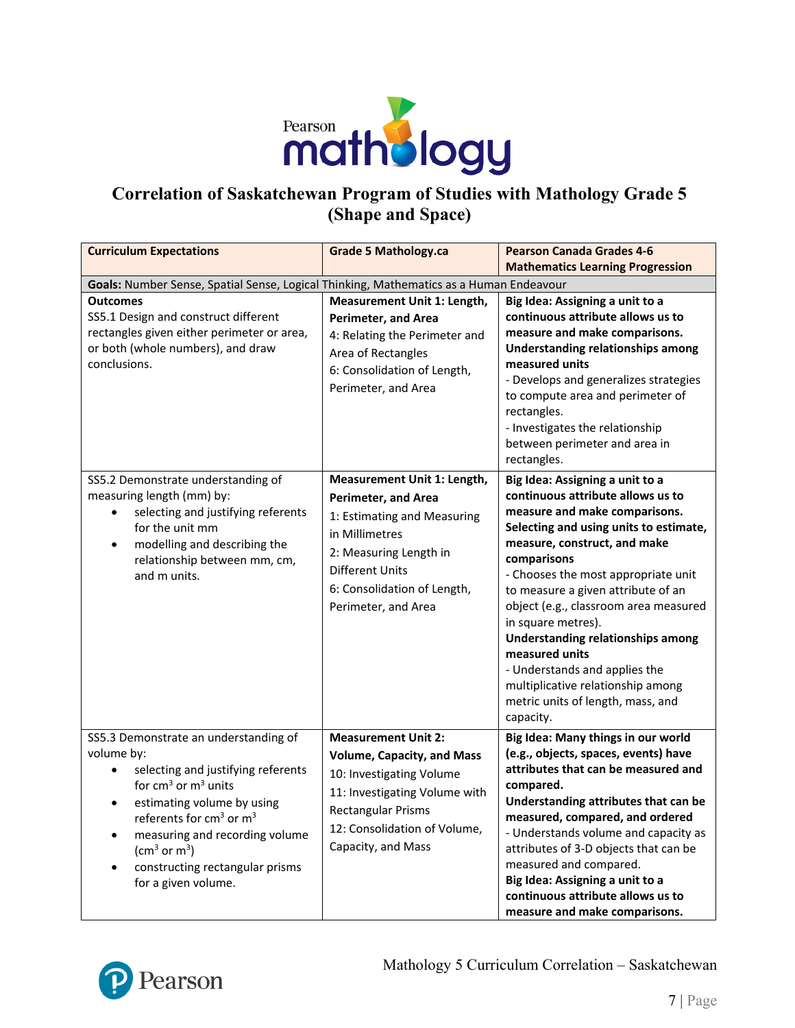# Correlation of Saskatchewan Program of Studies with Mathology Grade 5 (Shape and Space)

| Curriculum Expectations | Grade 5 Mathology.ca | Pearson Canada Grades 4-6 Mathematics Learning Progression |
|---|---|---|
| **Goals:** Number Sense, Spatial Sense, Logical Thinking, Mathematics as a Human Endeavour | | |
| **Outcomes**<br>SS5.1 Design and construct different rectangles given either perimeter or area, or both (whole numbers), and draw conclusions. | **Measurement Unit 1: Length, Perimeter, and Area**<br>4: Relating the Perimeter and Area of Rectangles<br>6: Consolidation of Length, Perimeter, and Area | **Big Idea: Assigning a unit to a continuous attribute allows us to measure and make comparisons.**<br>**Understanding relationships among measured units**<br>- Develops and generalizes strategies to compute area and perimeter of rectangles.<br>- Investigates the relationship between perimeter and area in rectangles. |
| SS5.2 Demonstrate understanding of measuring length (mm) by:<br>• selecting and justifying referents for the unit mm<br>• modelling and describing the relationship between mm, cm, and m units. | **Measurement Unit 1: Length, Perimeter, and Area**<br>1: Estimating and Measuring in Millimetres<br>2: Measuring Length in Different Units<br>6: Consolidation of Length, Perimeter, and Area | **Big Idea: Assigning a unit to a continuous attribute allows us to measure and make comparisons.**<br>**Selecting and using units to estimate, measure, construct, and make comparisons**<br>- Chooses the most appropriate unit to measure a given attribute of an object (e.g., classroom area measured in square metres).<br>**Understanding relationships among measured units**<br>- Understands and applies the multiplicative relationship among metric units of length, mass, and capacity. |
| SS5.3 Demonstrate an understanding of volume by:<br>• selecting and justifying referents for $cm^3$ or $m^3$ units<br>• estimating volume by using referents for $cm^3$ or $m^3$<br>• measuring and recording volume ($cm^3$ or $m^3$)<br>• constructing rectangular prisms for a given volume. | **Measurement Unit 2: Volume, Capacity, and Mass**<br>10: Investigating Volume<br>11: Investigating Volume with Rectangular Prisms<br>12: Consolidation of Volume, Capacity, and Mass | **Big Idea: Many things in our world (e.g., objects, spaces, events) have attributes that can be measured and compared.**<br>**Understanding attributes that can be measured, compared, and ordered**<br>- Understands volume and capacity as attributes of 3-D objects that can be measured and compared.<br>**Big Idea: Assigning a unit to a continuous attribute allows us to measure and make comparisons.** |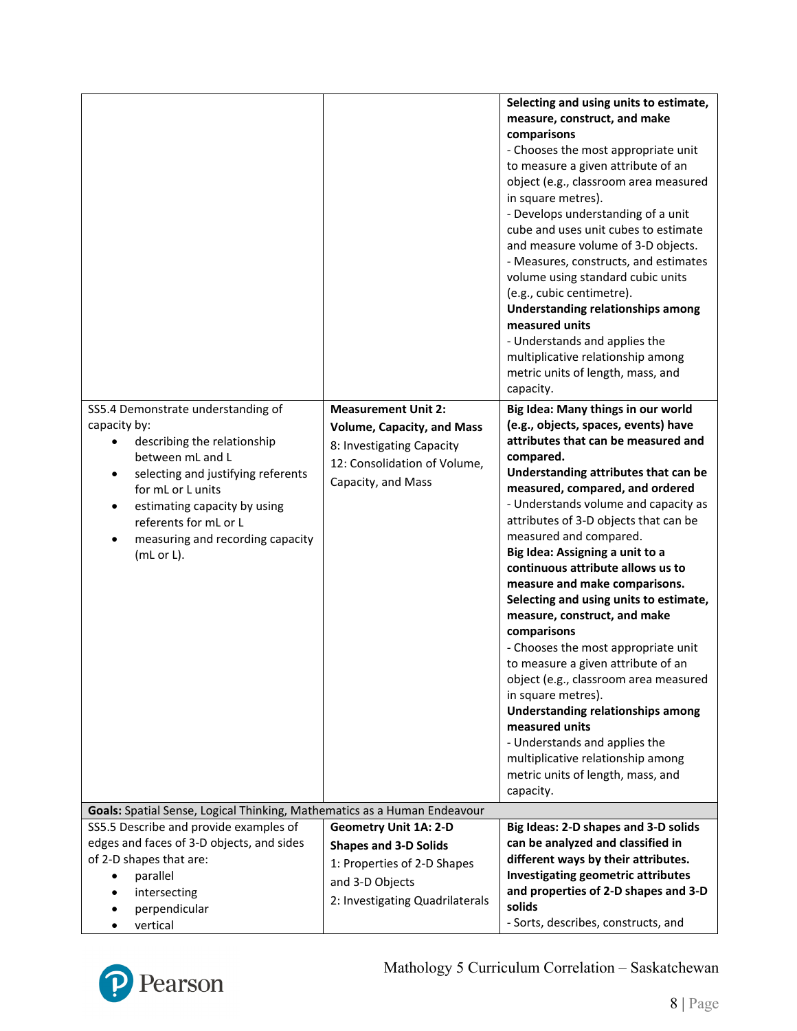| | | |
|---|---|---|
| | | **Selecting and using units to estimate, measure, construct, and make comparisons**<br>- Chooses the most appropriate unit to measure a given attribute of an object (e.g., classroom area measured in square metres).<br>- Develops understanding of a unit cube and uses unit cubes to estimate and measure volume of 3-D objects.<br>- Measures, constructs, and estimates volume using standard cubic units (e.g., cubic centimetre).<br>**Understanding relationships among measured units**<br>- Understands and applies the multiplicative relationship among metric units of length, mass, and capacity. |
| SS5.4 Demonstrate understanding of capacity by:<br>• describing the relationship between mL and L<br>• selecting and justifying referents for mL or L units<br>• estimating capacity by using referents for mL or L<br>• measuring and recording capacity (mL or L). | **Measurement Unit 2: Volume, Capacity, and Mass**<br>8: Investigating Capacity<br>12: Consolidation of Volume, Capacity, and Mass | **Big Idea: Many things in our world (e.g., objects, spaces, events) have attributes that can be measured and compared.**<br>**Understanding attributes that can be measured, compared, and ordered**<br>- Understands volume and capacity as attributes of 3-D objects that can be measured and compared.<br>**Big Idea: Assigning a unit to a continuous attribute allows us to measure and make comparisons.**<br>**Selecting and using units to estimate, measure, construct, and make comparisons**<br>- Chooses the most appropriate unit to measure a given attribute of an object (e.g., classroom area measured in square metres).<br>**Understanding relationships among measured units**<br>- Understands and applies the multiplicative relationship among metric units of length, mass, and capacity. |
| **Goals:** Spatial Sense, Logical Thinking, Mathematics as a Human Endeavour | | |
| SS5.5 Describe and provide examples of edges and faces of 3-D objects, and sides of 2-D shapes that are:<br>• parallel<br>• intersecting<br>• perpendicular<br>• vertical | **Geometry Unit 1A: 2-D Shapes and 3-D Solids**<br>1: Properties of 2-D Shapes and 3-D Objects<br>2: Investigating Quadrilaterals | **Big Ideas: 2-D shapes and 3-D solids can be analyzed and classified in different ways by their attributes.**<br>**Investigating geometric attributes and properties of 2-D shapes and 3-D solids**<br>- Sorts, describes, constructs, and |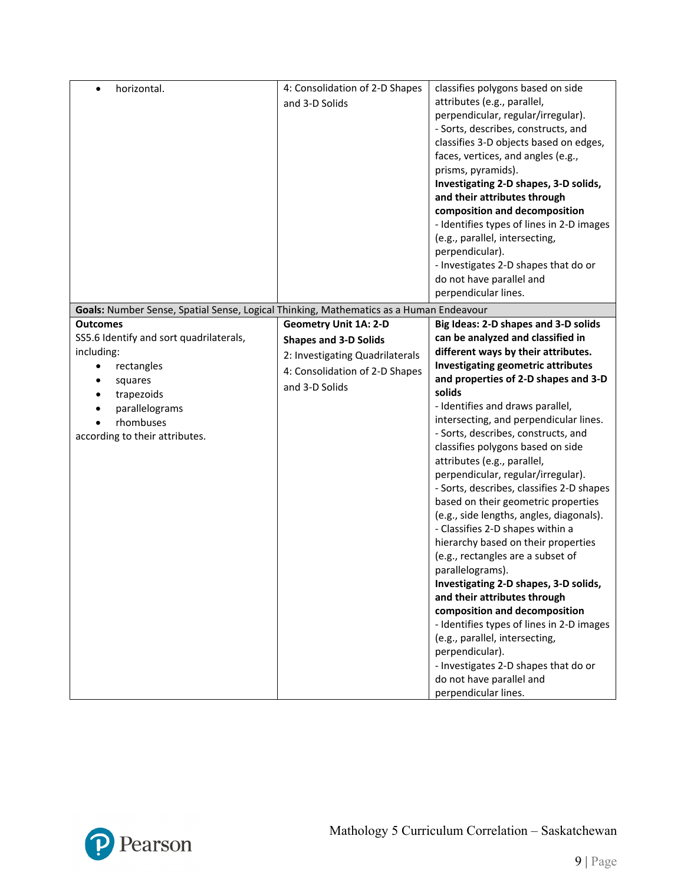| | | |
|---|---|---|
| • horizontal. | 4: Consolidation of 2-D Shapes and 3-D Solids | classifies polygons based on side attributes (e.g., parallel, perpendicular, regular/irregular).<br>- Sorts, describes, constructs, and classifies 3-D objects based on edges, faces, vertices, and angles (e.g., prisms, pyramids).<br>**Investigating 2-D shapes, 3-D solids, and their attributes through composition and decomposition**<br>- Identifies types of lines in 2-D images (e.g., parallel, intersecting, perpendicular).<br>- Investigates 2-D shapes that do or do not have parallel and perpendicular lines. |
| **Goals:** Number Sense, Spatial Sense, Logical Thinking, Mathematics as a Human Endeavour | | |
| **Outcomes**<br>SS5.6 Identify and sort quadrilaterals, including:<br>• rectangles<br>• squares<br>• trapezoids<br>• parallelograms<br>• rhombuses<br>according to their attributes. | **Geometry Unit 1A: 2-D Shapes and 3-D Solids**<br>2: Investigating Quadrilaterals<br>4: Consolidation of 2-D Shapes and 3-D Solids | **Big Ideas: 2-D shapes and 3-D solids can be analyzed and classified in different ways by their attributes.**<br>**Investigating geometric attributes and properties of 2-D shapes and 3-D solids**<br>- Identifies and draws parallel, intersecting, and perpendicular lines.<br>- Sorts, describes, constructs, and classifies polygons based on side attributes (e.g., parallel, perpendicular, regular/irregular).<br>- Sorts, describes, classifies 2-D shapes based on their geometric properties (e.g., side lengths, angles, diagonals).<br>- Classifies 2-D shapes within a hierarchy based on their properties (e.g., rectangles are a subset of parallelograms).<br>**Investigating 2-D shapes, 3-D solids, and their attributes through composition and decomposition**<br>- Identifies types of lines in 2-D images (e.g., parallel, intersecting, perpendicular).<br>- Investigates 2-D shapes that do or do not have parallel and perpendicular lines. |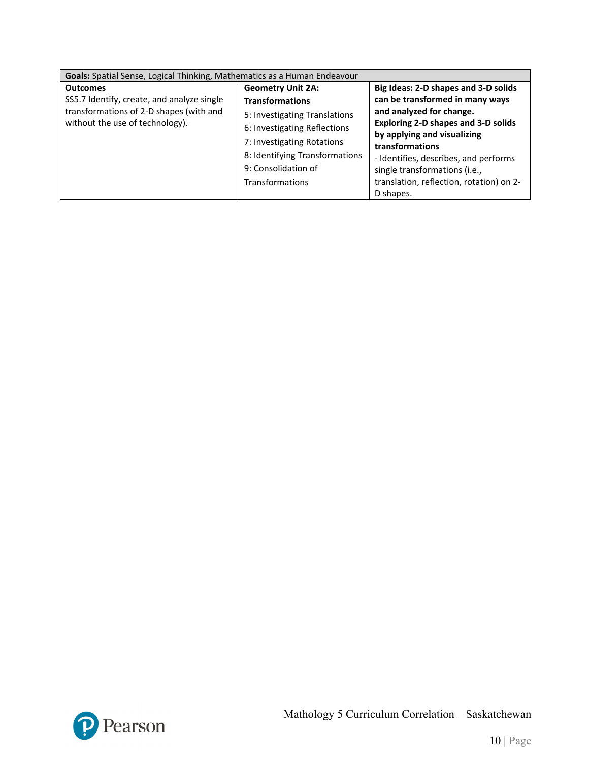| **Goals:** Spatial Sense, Logical Thinking, Mathematics as a Human Endeavour | | |
|---|---|---|
| **Outcomes**<br>SS5.7 Identify, create, and analyze single transformations of 2-D shapes (with and without the use of technology). | **Geometry Unit 2A: Transformations**<br>5: Investigating Translations<br>6: Investigating Reflections<br>7: Investigating Rotations<br>8: Identifying Transformations<br>9: Consolidation of Transformations | **Big Ideas: 2-D shapes and 3-D solids can be transformed in many ways and analyzed for change.**<br>**Exploring 2-D shapes and 3-D solids by applying and visualizing transformations**<br>- Identifies, describes, and performs single transformations (i.e., translation, reflection, rotation) on 2-D shapes. |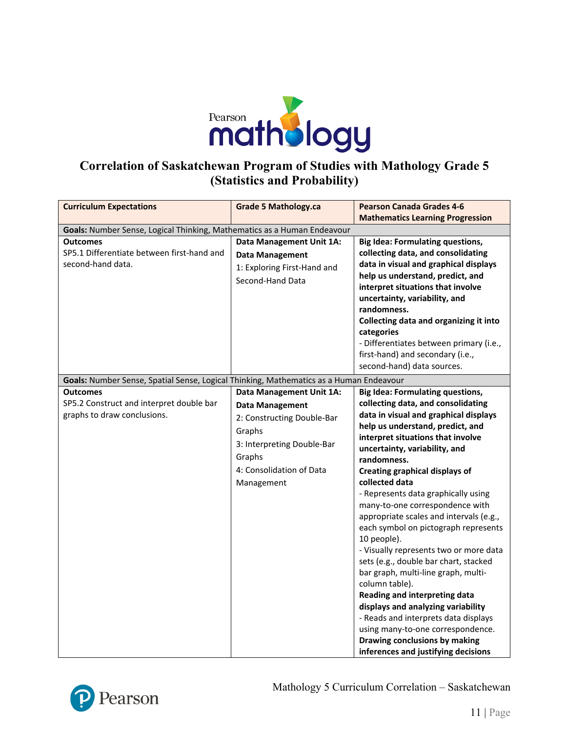# Correlation of Saskatchewan Program of Studies with Mathology Grade 5 (Statistics and Probability)

| Curriculum Expectations | Grade 5 Mathology.ca | Pearson Canada Grades 4-6 Mathematics Learning Progression |
|---|---|---|
| **Goals:** Number Sense, Logical Thinking, Mathematics as a Human Endeavour | | |
| **Outcomes**<br>SP5.1 Differentiate between first-hand and second-hand data. | **Data Management Unit 1A: Data Management**<br>1: Exploring First-Hand and Second-Hand Data | **Big Idea: Formulating questions, collecting data, and consolidating data in visual and graphical displays help us understand, predict, and interpret situations that involve uncertainty, variability, and randomness.**<br>**Collecting data and organizing it into categories**<br>- Differentiates between primary (i.e., first-hand) and secondary (i.e., second-hand) data sources. |
| **Goals:** Number Sense, Spatial Sense, Logical Thinking, Mathematics as a Human Endeavour | | |
| **Outcomes**<br>SP5.2 Construct and interpret double bar graphs to draw conclusions. | **Data Management Unit 1A: Data Management**<br>2: Constructing Double-Bar Graphs<br>3: Interpreting Double-Bar Graphs<br>4: Consolidation of Data Management | **Big Idea: Formulating questions, collecting data, and consolidating data in visual and graphical displays help us understand, predict, and interpret situations that involve uncertainty, variability, and randomness.**<br>**Creating graphical displays of collected data**<br>- Represents data graphically using many-to-one correspondence with appropriate scales and intervals (e.g., each symbol on pictograph represents 10 people).<br>- Visually represents two or more data sets (e.g., double bar chart, stacked bar graph, multi-line graph, multi-column table).<br>**Reading and interpreting data displays and analyzing variability**<br>- Reads and interprets data displays using many-to-one correspondence.<br>**Drawing conclusions by making inferences and justifying decisions** |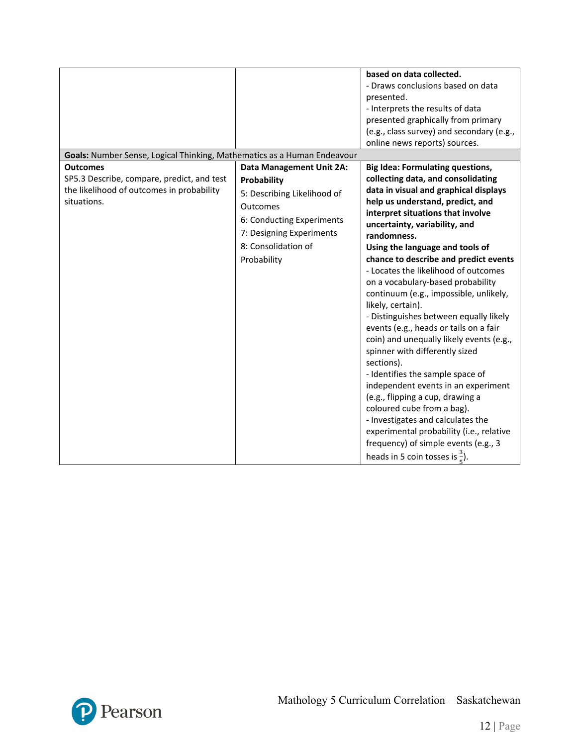| | | |
|---|---|---|
| | | **based on data collected.**<br>- Draws conclusions based on data presented.<br>- Interprets the results of data presented graphically from primary (e.g., class survey) and secondary (e.g., online news reports) sources. |
| **Goals:** Number Sense, Logical Thinking, Mathematics as a Human Endeavour | | |
| **Outcomes**<br>SP5.3 Describe, compare, predict, and test the likelihood of outcomes in probability situations. | **Data Management Unit 2A: Probability**<br>5: Describing Likelihood of Outcomes<br>6: Conducting Experiments<br>7: Designing Experiments<br>8: Consolidation of Probability | **Big Idea: Formulating questions, collecting data, and consolidating data in visual and graphical displays help us understand, predict, and interpret situations that involve uncertainty, variability, and randomness.**<br>**Using the language and tools of chance to describe and predict events**<br>- Locates the likelihood of outcomes on a vocabulary-based probability continuum (e.g., impossible, unlikely, likely, certain).<br>- Distinguishes between equally likely events (e.g., heads or tails on a fair coin) and unequally likely events (e.g., spinner with differently sized sections).<br>- Identifies the sample space of independent events in an experiment (e.g., flipping a cup, drawing a coloured cube from a bag).<br>- Investigates and calculates the experimental probability (i.e., relative frequency) of simple events (e.g., 3 heads in 5 coin tosses is $\frac{3}{5}$). |